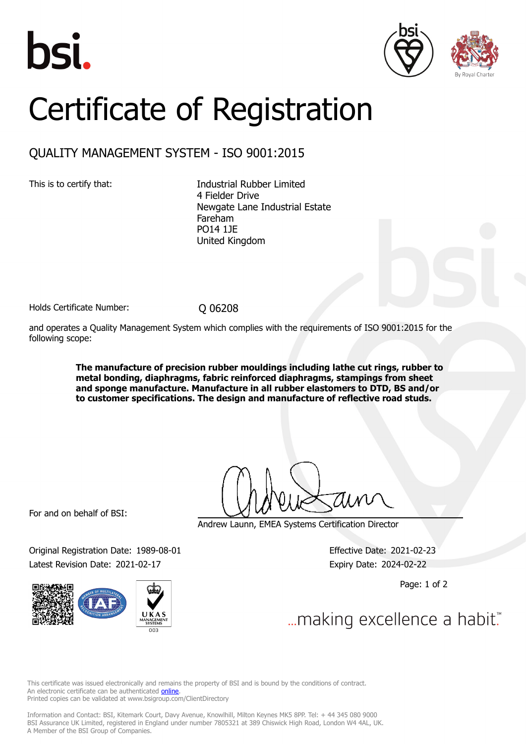bsi.

By Royal Charter

# Certificate of Registration

## QUALITY MANAGEMENT SYSTEM - ISO 9001:2015

This is to certify that:

Industrial Rubber Limited
4 Fielder Drive
Newgate Lane Industrial Estate
Fareham
PO14 1JE
United Kingdom

Holds Certificate Number: Q 06208

and operates a Quality Management System which complies with the requirements of ISO 9001:2015 for the following scope:

**The manufacture of precision rubber mouldings including lathe cut rings, rubber to metal bonding, diaphragms, fabric reinforced diaphragms, stampings from sheet and sponge manufacture. Manufacture in all rubber elastomers to DTD, BS and/or to customer specifications. The design and manufacture of reflective road studs.**

For and on behalf of BSI:

Andrew Launn, EMEA Systems Certification Director

Original Registration Date: 1989-08-01

Latest Revision Date: 2021-02-17

Effective Date: 2021-02-23

Expiry Date: 2024-02-22

UKAS MANAGEMENT SYSTEMS 003

...making excellence a habit.™

This certificate was issued electronically and remains the property of BSI and is bound by the conditions of contract.
An electronic certificate can be authenticated online.
Printed copies can be validated at www.bsigroup.com/ClientDirectory

Information and Contact: BSI, Kitemark Court, Davy Avenue, Knowlhill, Milton Keynes MK5 8PP. Tel: + 44 345 080 9000
BSI Assurance UK Limited, registered in England under number 7805321 at 389 Chiswick High Road, London W4 4AL, UK.
A Member of the BSI Group of Companies.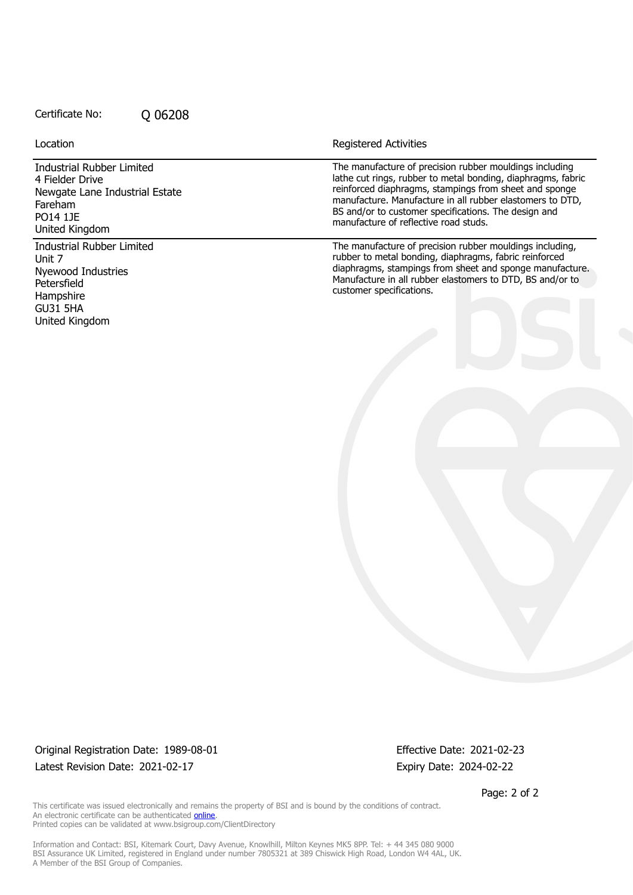Certificate No: Q 06208

| Location | Registered Activities |
| --- | --- |
| Industrial Rubber Limited<br>4 Fielder Drive<br>Newgate Lane Industrial Estate<br>Fareham<br>PO14 1JE<br>United Kingdom | The manufacture of precision rubber mouldings including lathe cut rings, rubber to metal bonding, diaphragms, fabric reinforced diaphragms, stampings from sheet and sponge manufacture. Manufacture in all rubber elastomers to DTD, BS and/or to customer specifications. The design and manufacture of reflective road studs. |
| Industrial Rubber Limited<br>Unit 7<br>Nyewood Industries<br>Petersfield<br>Hampshire<br>GU31 5HA<br>United Kingdom | The manufacture of precision rubber mouldings including, rubber to metal bonding, diaphragms, fabric reinforced diaphragms, stampings from sheet and sponge manufacture. Manufacture in all rubber elastomers to DTD, BS and/or to customer specifications. |

Original Registration Date: 1989-08-01

Latest Revision Date: 2021-02-17

Effective Date: 2021-02-23

Expiry Date: 2024-02-22

This certificate was issued electronically and remains the property of BSI and is bound by the conditions of contract.
An electronic certificate can be authenticated online.
Printed copies can be validated at www.bsigroup.com/ClientDirectory

Information and Contact: BSI, Kitemark Court, Davy Avenue, Knowlhill, Milton Keynes MK5 8PP. Tel: + 44 345 080 9000
BSI Assurance UK Limited, registered in England under number 7805321 at 389 Chiswick High Road, London W4 4AL, UK.
A Member of the BSI Group of Companies.